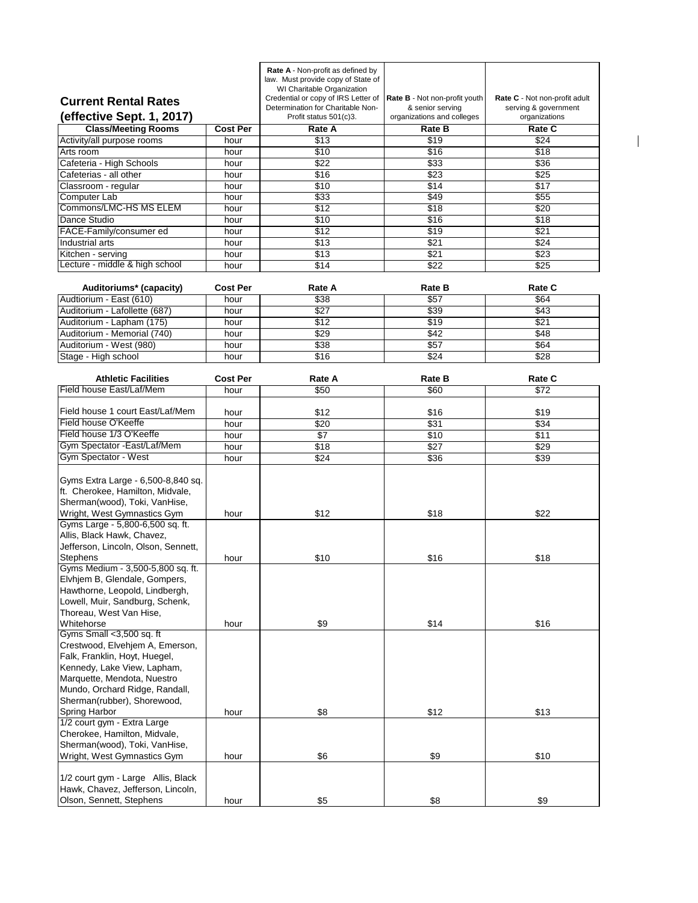# Current Rental Rates (effective Sept. 1, 2017)

| | | Rate A - Non-profit as defined by law. Must provide copy of State of WI Charitable Organization Credential or copy of IRS Letter of Determination for Charitable Non-Profit status 501(c)3. | Rate B - Not non-profit youth & senior serving organizations and colleges | Rate C - Not non-profit adult serving & government organizations |
|---|---|---|---|---|
| **Class/Meeting Rooms** | **Cost Per** | **Rate A** | **Rate B** | **Rate C** |
| Activity/all purpose rooms | hour | $13 | $19 | $24 |
| Arts room | hour | $10 | $16 | $18 |
| Cafeteria - High Schools | hour | $22 | $33 | $36 |
| Cafeterias - all other | hour | $16 | $23 | $25 |
| Classroom - regular | hour | $10 | $14 | $17 |
| Computer Lab | hour | $33 | $49 | $55 |
| Commons/LMC-HS MS ELEM | hour | $12 | $18 | $20 |
| Dance Studio | hour | $10 | $16 | $18 |
| FACE-Family/consumer ed | hour | $12 | $19 | $21 |
| Industrial arts | hour | $13 | $21 | $24 |
| Kitchen - serving | hour | $13 | $21 | $23 |
| Lecture - middle & high school | hour | $14 | $22 | $25 |

| Auditoriums* (capacity) | Cost Per | Rate A | Rate B | Rate C |
|---|---|---|---|---|
| Audtiorium - East (610) | hour | $38 | $57 | $64 |
| Auditorium - Lafollette (687) | hour | $27 | $39 | $43 |
| Auditorium - Lapham (175) | hour | $12 | $19 | $21 |
| Auditorium - Memorial (740) | hour | $29 | $42 | $48 |
| Auditorium - West (980) | hour | $38 | $57 | $64 |
| Stage - High school | hour | $16 | $24 | $28 |

| Athletic Facilities | Cost Per | Rate A | Rate B | Rate C |
|---|---|---|---|---|
| Field house East/Laf/Mem | hour | $50 | $60 | $72 |
| Field house 1 court East/Laf/Mem | hour | $12 | $16 | $19 |
| Field house O'Keeffe | hour | $20 | $31 | $34 |
| Field house 1/3 O'Keeffe | hour | $7 | $10 | $11 |
| Gym Spectator -East/Laf/Mem | hour | $18 | $27 | $29 |
| Gym Spectator - West | hour | $24 | $36 | $39 |
| Gyms Extra Large - 6,500-8,840 sq. ft. Cherokee, Hamilton, Midvale, Sherman(wood), Toki, VanHise, Wright, West Gymnastics Gym | hour | $12 | $18 | $22 |
| Gyms Large - 5,800-6,500 sq. ft. Allis, Black Hawk, Chavez, Jefferson, Lincoln, Olson, Sennett, Stephens | hour | $10 | $16 | $18 |
| Gyms Medium - 3,500-5,800 sq. ft. Elvhjem B, Glendale, Gompers, Hawthorne, Leopold, Lindbergh, Lowell, Muir, Sandburg, Schenk, Thoreau, West Van Hise, Whitehorse | hour | $9 | $14 | $16 |
| Gyms Small <3,500 sq. ft Crestwood, Elvehjem A, Emerson, Falk, Franklin, Hoyt, Huegel, Kennedy, Lake View, Lapham, Marquette, Mendota, Nuestro Mundo, Orchard Ridge, Randall, Sherman(rubber), Shorewood, Spring Harbor | hour | $8 | $12 | $13 |
| 1/2 court gym - Extra Large Cherokee, Hamilton, Midvale, Sherman(wood), Toki, VanHise, Wright, West Gymnastics Gym | hour | $6 | $9 | $10 |
| 1/2 court gym - Large Allis, Black Hawk, Chavez, Jefferson, Lincoln, Olson, Sennett, Stephens | hour | $5 | $8 | $9 |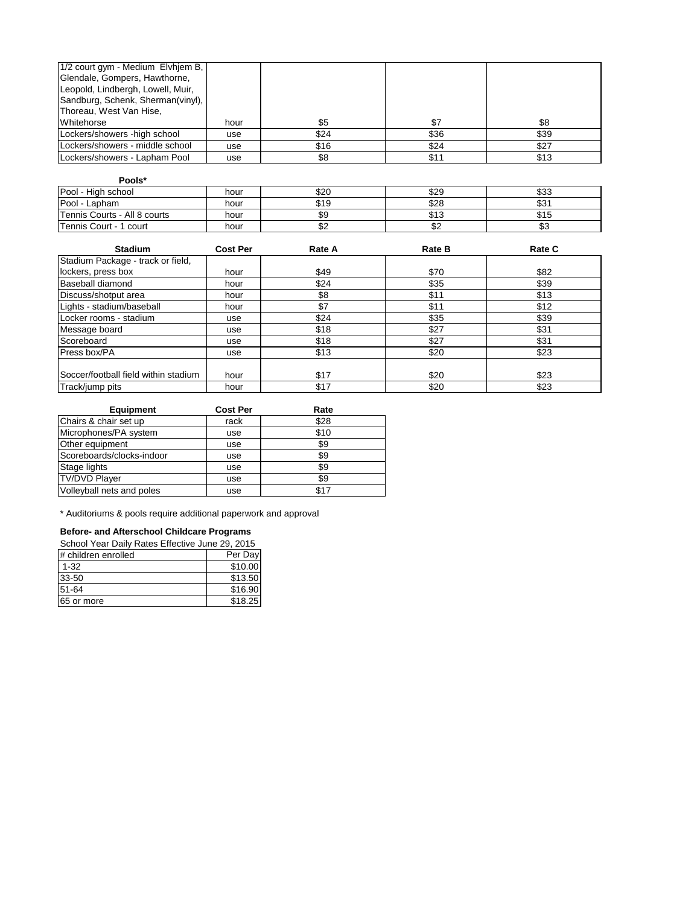| | | | | |
|---|---|---|---|---|
| 1/2 court gym - Medium Elvhjem B, Glendale, Gompers, Hawthorne, Leopold, Lindbergh, Lowell, Muir, Sandburg, Schenk, Sherman(vinyl), Thoreau, West Van Hise, Whitehorse | hour | $5 | $7 | $8 |
| Lockers/showers -high school | use | $24 | $36 | $39 |
| Lockers/showers - middle school | use | $16 | $24 | $27 |
| Lockers/showers - Lapham Pool | use | $8 | $11 | $13 |

| **Pools*** | | | | |
|---|---|---|---|---|
| Pool - High school | hour | $20 | $29 | $33 |
| Pool - Lapham | hour | $19 | $28 | $31 |
| Tennis Courts - All 8 courts | hour | $9 | $13 | $15 |
| Tennis Court - 1 court | hour | $2 | $2 | $3 |

| **Stadium** | **Cost Per** | **Rate A** | **Rate B** | **Rate C** |
|---|---|---|---|---|
| Stadium Package - track or field, lockers, press box | hour | $49 | $70 | $82 |
| Baseball diamond | hour | $24 | $35 | $39 |
| Discuss/shotput area | hour | $8 | $11 | $13 |
| Lights - stadium/baseball | hour | $7 | $11 | $12 |
| Locker rooms - stadium | use | $24 | $35 | $39 |
| Message board | use | $18 | $27 | $31 |
| Scoreboard | use | $18 | $27 | $31 |
| Press box/PA | use | $13 | $20 | $23 |
| Soccer/football field within stadium | hour | $17 | $20 | $23 |
| Track/jump pits | hour | $17 | $20 | $23 |

| **Equipment** | **Cost Per** | **Rate** |
|---|---|---|
| Chairs & chair set up | rack | $28 |
| Microphones/PA system | use | $10 |
| Other equipment | use | $9 |
| Scoreboards/clocks-indoor | use | $9 |
| Stage lights | use | $9 |
| TV/DVD Player | use | $9 |
| Volleyball nets and poles | use | $17 |

* Auditoriums & pools require additional paperwork and approval

**Before- and Afterschool Childcare Programs**

School Year Daily Rates Effective June 29, 2015

| # children enrolled | Per Day |
|---|---|
| 1-32 | $10.00 |
| 33-50 | $13.50 |
| 51-64 | $16.90 |
| 65 or more | $18.25 |